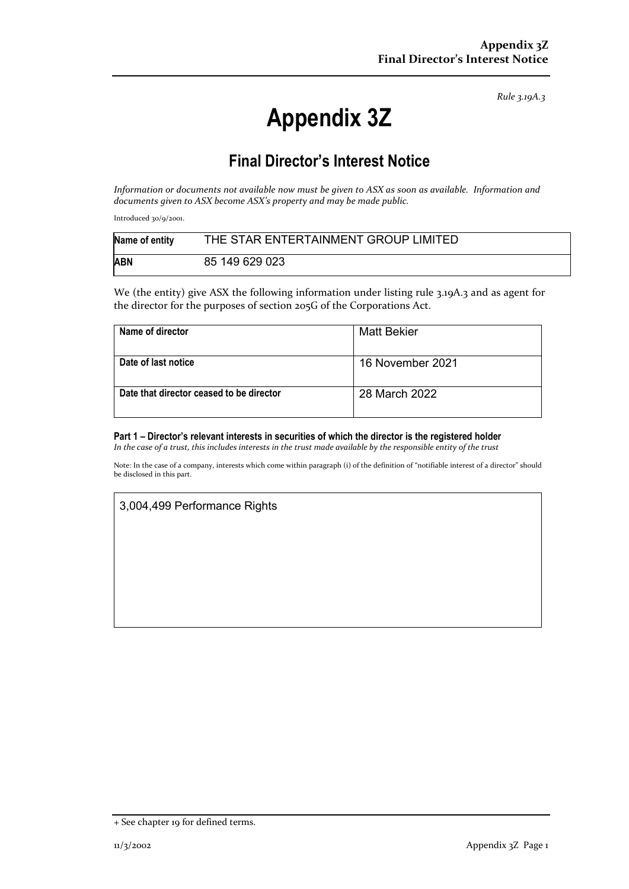*Rule 3.19A.3*

# Appendix 3Z

## Final Director's Interest Notice

*Information or documents not available now must be given to ASX as soon as available. Information and documents given to ASX become ASX's property and may be made public.*

Introduced 30/9/2001.

| Name of entity | THE STAR ENTERTAINMENT GROUP LIMITED |
|---|---|
| ABN | 85 149 629 023 |

We (the entity) give ASX the following information under listing rule 3.19A.3 and as agent for the director for the purposes of section 205G of the Corporations Act.

| Name of director | Matt Bekier |
|---|---|
| Date of last notice | 16 November 2021 |
| Date that director ceased to be director | 28 March 2022 |

**Part 1 – Director's relevant interests in securities of which the director is the registered holder**
*In the case of a trust, this includes interests in the trust made available by the responsible entity of the trust*

Note: In the case of a company, interests which come within paragraph (i) of the definition of "notifiable interest of a director" should be disclosed in this part.

| 3,004,499 Performance Rights |
|---|

+ See chapter 19 for defined terms.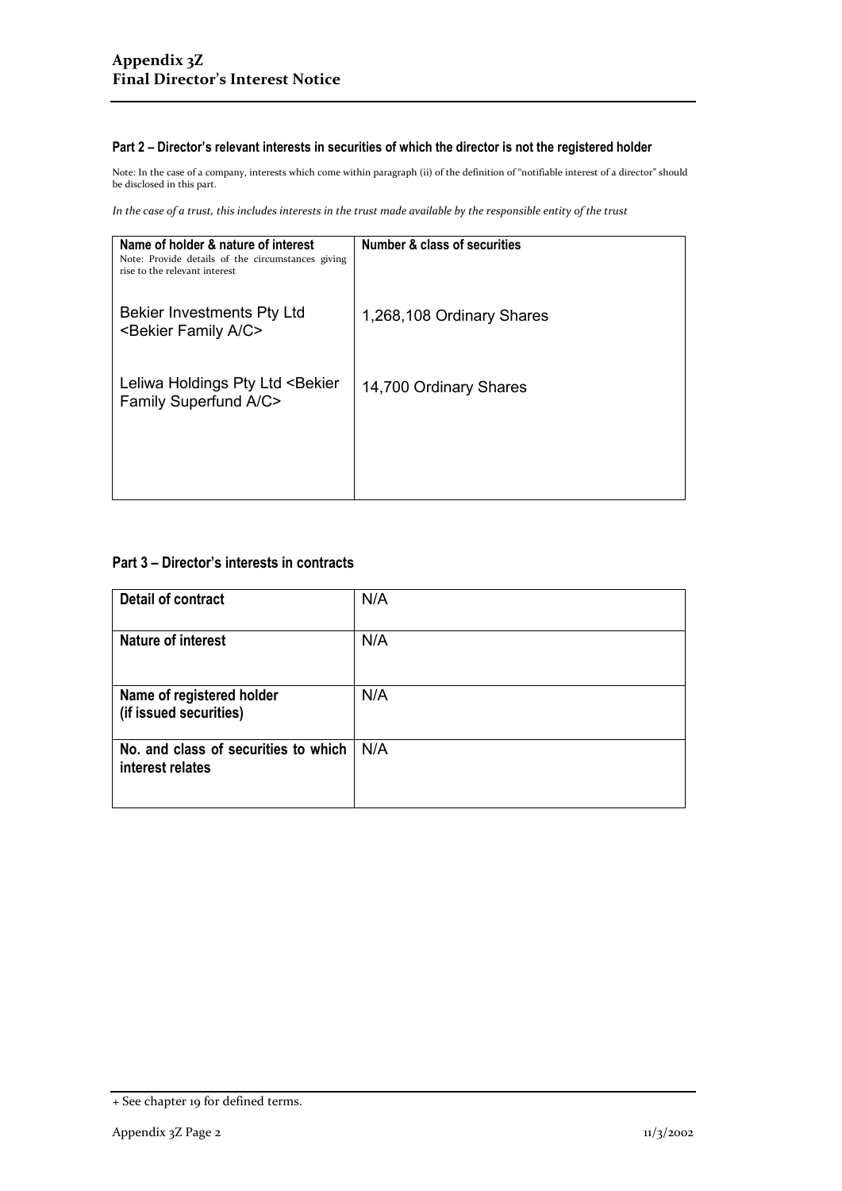## Part 2 – Director's relevant interests in securities of which the director is not the registered holder

Note: In the case of a company, interests which come within paragraph (ii) of the definition of "notifiable interest of a director" should be disclosed in this part.

*In the case of a trust, this includes interests in the trust made available by the responsible entity of the trust*

| **Name of holder & nature of interest**<br>Note: Provide details of the circumstances giving rise to the relevant interest | **Number & class of securities** |
|---|---|
| Bekier Investments Pty Ltd <Bekier Family A/C> | 1,268,108 Ordinary Shares |
| Leliwa Holdings Pty Ltd <Bekier Family Superfund A/C> | 14,700 Ordinary Shares |

## Part 3 – Director's interests in contracts

| | |
|---|---|
| **Detail of contract** | N/A |
| **Nature of interest** | N/A |
| **Name of registered holder (if issued securities)** | N/A |
| **No. and class of securities to which interest relates** | N/A |

+ See chapter 19 for defined terms.